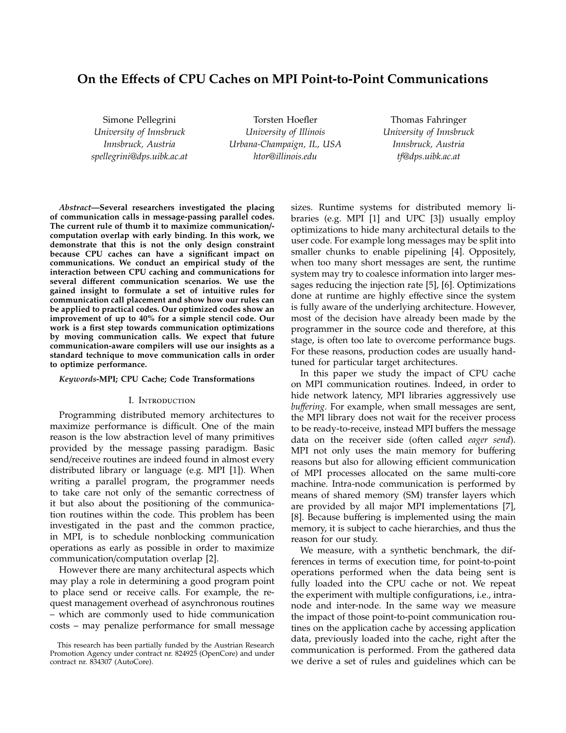# On the Effects of CPU Caches on MPI Point-to-Point Communications

Simone Pellegrini
*University of Innsbruck*
*Innsbruck, Austria*
*spellegrini@dps.uibk.ac.at*

Torsten Hoefler
*University of Illinois*
*Urbana-Champaign, IL, USA*
*htor@illinois.edu*

Thomas Fahringer
*University of Innsbruck*
*Innsbruck, Austria*
*tf@dps.uibk.ac.at*

***Abstract*—Several researchers investigated the placing of communication calls in message-passing parallel codes. The current rule of thumb it to maximize communication/-computation overlap with early binding. In this work, we demonstrate that this is not the only design constraint because CPU caches can have a significant impact on communications. We conduct an empirical study of the interaction between CPU caching and communications for several different communication scenarios. We use the gained insight to formulate a set of intuitive rules for communication call placement and show how our rules can be applied to practical codes. Our optimized codes show an improvement of up to 40% for a simple stencil code. Our work is a first step towards communication optimizations by moving communication calls. We expect that future communication-aware compilers will use our insights as a standard technique to move communication calls in order to optimize performance.**

***Keywords*-MPI; CPU Cache; Code Transformations**

## I. Introduction

Programming distributed memory architectures to maximize performance is difficult. One of the main reason is the low abstraction level of many primitives provided by the message passing paradigm. Basic send/receive routines are indeed found in almost every distributed library or language (e.g. MPI [1]). When writing a parallel program, the programmer needs to take care not only of the semantic correctness of it but also about the positioning of the communication routines within the code. This problem has been investigated in the past and the common practice, in MPI, is to schedule nonblocking communication operations as early as possible in order to maximize communication/computation overlap [2].

However there are many architectural aspects which may play a role in determining a good program point to place send or receive calls. For example, the request management overhead of asynchronous routines – which are commonly used to hide communication costs – may penalize performance for small message sizes. Runtime systems for distributed memory libraries (e.g. MPI [1] and UPC [3]) usually employ optimizations to hide many architectural details to the user code. For example long messages may be split into smaller chunks to enable pipelining [4]. Oppositely, when too many short messages are sent, the runtime system may try to coalesce information into larger messages reducing the injection rate [5], [6]. Optimizations done at runtime are highly effective since the system is fully aware of the underlying architecture. However, most of the decision have already been made by the programmer in the source code and therefore, at this stage, is often too late to overcome performance bugs. For these reasons, production codes are usually hand-tuned for particular target architectures.

In this paper we study the impact of CPU cache on MPI communication routines. Indeed, in order to hide network latency, MPI libraries aggressively use *buffering*. For example, when small messages are sent, the MPI library does not wait for the receiver process to be ready-to-receive, instead MPI buffers the message data on the receiver side (often called *eager send*). MPI not only uses the main memory for buffering reasons but also for allowing efficient communication of MPI processes allocated on the same multi-core machine. Intra-node communication is performed by means of shared memory (SM) transfer layers which are provided by all major MPI implementations [7], [8]. Because buffering is implemented using the main memory, it is subject to cache hierarchies, and thus the reason for our study.

We measure, with a synthetic benchmark, the differences in terms of execution time, for point-to-point operations performed when the data being sent is fully loaded into the CPU cache or not. We repeat the experiment with multiple configurations, i.e., intra-node and inter-node. In the same way we measure the impact of those point-to-point communication routines on the application cache by accessing application data, previously loaded into the cache, right after the communication is performed. From the gathered data we derive a set of rules and guidelines which can be

This research has been partially funded by the Austrian Research Promotion Agency under contract nr. 824925 (OpenCore) and under contract nr. 834307 (AutoCore).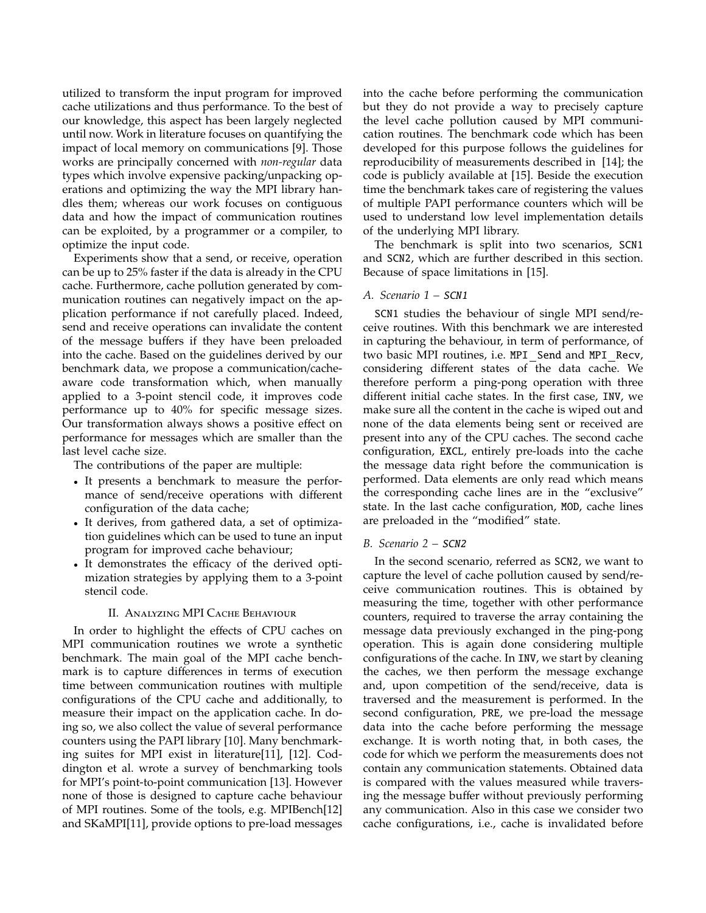utilized to transform the input program for improved cache utilizations and thus performance. To the best of our knowledge, this aspect has been largely neglected until now. Work in literature focuses on quantifying the impact of local memory on communications [9]. Those works are principally concerned with *non-regular* data types which involve expensive packing/unpacking operations and optimizing the way the MPI library handles them; whereas our work focuses on contiguous data and how the impact of communication routines can be exploited, by a programmer or a compiler, to optimize the input code.

Experiments show that a send, or receive, operation can be up to 25% faster if the data is already in the CPU cache. Furthermore, cache pollution generated by communication routines can negatively impact on the application performance if not carefully placed. Indeed, send and receive operations can invalidate the content of the message buffers if they have been preloaded into the cache. Based on the guidelines derived by our benchmark data, we propose a communication/cache-aware code transformation which, when manually applied to a 3-point stencil code, it improves code performance up to 40% for specific message sizes. Our transformation always shows a positive effect on performance for messages which are smaller than the last level cache size.

The contributions of the paper are multiple:

- It presents a benchmark to measure the performance of send/receive operations with different configuration of the data cache;
- It derives, from gathered data, a set of optimization guidelines which can be used to tune an input program for improved cache behaviour;
- It demonstrates the efficacy of the derived optimization strategies by applying them to a 3-point stencil code.

## II. Analyzing MPI Cache Behaviour

In order to highlight the effects of CPU caches on MPI communication routines we wrote a synthetic benchmark. The main goal of the MPI cache benchmark is to capture differences in terms of execution time between communication routines with multiple configurations of the CPU cache and additionally, to measure their impact on the application cache. In doing so, we also collect the value of several performance counters using the PAPI library [10]. Many benchmarking suites for MPI exist in literature[11], [12]. Coddington et al. wrote a survey of benchmarking tools for MPI's point-to-point communication [13]. However none of those is designed to capture cache behaviour of MPI routines. Some of the tools, e.g. MPIBench[12] and SKaMPI[11], provide options to pre-load messages into the cache before performing the communication but they do not provide a way to precisely capture the level cache pollution caused by MPI communication routines. The benchmark code which has been developed for this purpose follows the guidelines for reproducibility of measurements described in [14]; the code is publicly available at [15]. Beside the execution time the benchmark takes care of registering the values of multiple PAPI performance counters which will be used to understand low level implementation details of the underlying MPI library.

The benchmark is split into two scenarios, `SCN1` and `SCN2`, which are further described in this section. Because of space limitations in [15].

### A. Scenario 1 – `SCN1`

`SCN1` studies the behaviour of single MPI send/receive routines. With this benchmark we are interested in capturing the behaviour, in term of performance, of two basic MPI routines, i.e. `MPI_Send` and `MPI_Recv`, considering different states of the data cache. We therefore perform a ping-pong operation with three different initial cache states. In the first case, `INV`, we make sure all the content in the cache is wiped out and none of the data elements being sent or received are present into any of the CPU caches. The second cache configuration, `EXCL`, entirely pre-loads into the cache the message data right before the communication is performed. Data elements are only read which means the corresponding cache lines are in the "exclusive" state. In the last cache configuration, `MOD`, cache lines are preloaded in the "modified" state.

### B. Scenario 2 – `SCN2`

In the second scenario, referred as `SCN2`, we want to capture the level of cache pollution caused by send/receive communication routines. This is obtained by measuring the time, together with other performance counters, required to traverse the array containing the message data previously exchanged in the ping-pong operation. This is again done considering multiple configurations of the cache. In `INV`, we start by cleaning the caches, we then perform the message exchange and, upon competition of the send/receive, data is traversed and the measurement is performed. In the second configuration, `PRE`, we pre-load the message data into the cache before performing the message exchange. It is worth noting that, in both cases, the code for which we perform the measurements does not contain any communication statements. Obtained data is compared with the values measured while traversing the message buffer without previously performing any communication. Also in this case we consider two cache configurations, i.e., cache is invalidated before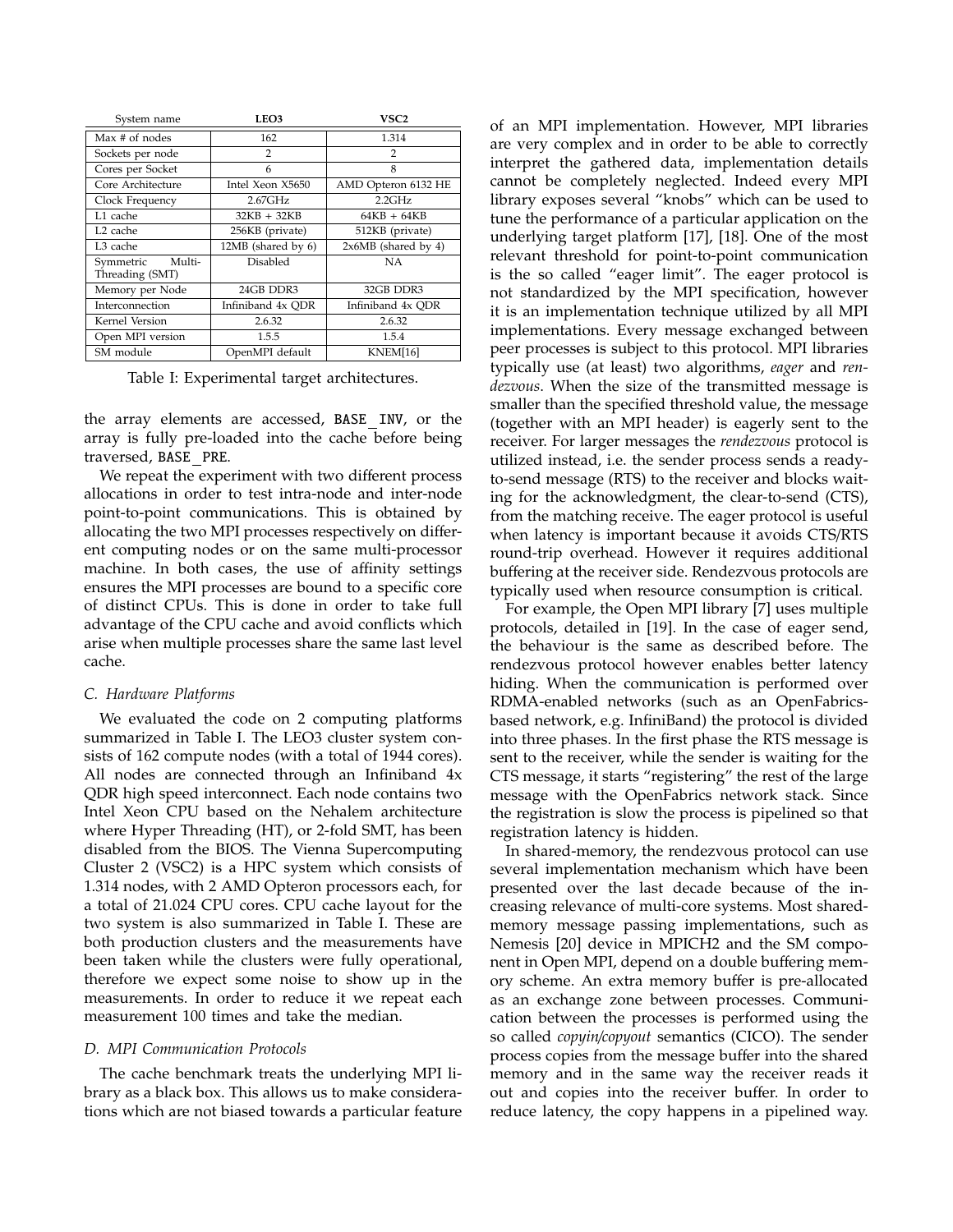| System name | LEO3 | VSC2 |
| --- | --- | --- |
| Max # of nodes | 162 | 1.314 |
| Sockets per node | 2 | 2 |
| Cores per Socket | 6 | 8 |
| Core Architecture | Intel Xeon X5650 | AMD Opteron 6132 HE |
| Clock Frequency | 2.67GHz | 2.2GHz |
| L1 cache | 32KB + 32KB | 64KB + 64KB |
| L2 cache | 256KB (private) | 512KB (private) |
| L3 cache | 12MB (shared by 6) | 2x6MB (shared by 4) |
| Symmetric Multi-Threading (SMT) | Disabled | NA |
| Memory per Node | 24GB DDR3 | 32GB DDR3 |
| Interconnection | Infiniband 4x QDR | Infiniband 4x QDR |
| Kernel Version | 2.6.32 | 2.6.32 |
| Open MPI version | 1.5.5 | 1.5.4 |
| SM module | OpenMPI default | KNEM[16] |

Table I: Experimental target architectures.

the array elements are accessed, BASE_INV, or the array is fully pre-loaded into the cache before being traversed, BASE_PRE.

We repeat the experiment with two different process allocations in order to test intra-node and inter-node point-to-point communications. This is obtained by allocating the two MPI processes respectively on different computing nodes or on the same multi-processor machine. In both cases, the use of affinity settings ensures the MPI processes are bound to a specific core of distinct CPUs. This is done in order to take full advantage of the CPU cache and avoid conflicts which arise when multiple processes share the same last level cache.

### C. Hardware Platforms

We evaluated the code on 2 computing platforms summarized in Table I. The LEO3 cluster system consists of 162 compute nodes (with a total of 1944 cores). All nodes are connected through an Infiniband 4x QDR high speed interconnect. Each node contains two Intel Xeon CPU based on the Nehalem architecture where Hyper Threading (HT), or 2-fold SMT, has been disabled from the BIOS. The Vienna Supercomputing Cluster 2 (VSC2) is a HPC system which consists of 1.314 nodes, with 2 AMD Opteron processors each, for a total of 21.024 CPU cores. CPU cache layout for the two system is also summarized in Table I. These are both production clusters and the measurements have been taken while the clusters were fully operational, therefore we expect some noise to show up in the measurements. In order to reduce it we repeat each measurement 100 times and take the median.

### D. MPI Communication Protocols

The cache benchmark treats the underlying MPI library as a black box. This allows us to make considerations which are not biased towards a particular feature of an MPI implementation. However, MPI libraries are very complex and in order to be able to correctly interpret the gathered data, implementation details cannot be completely neglected. Indeed every MPI library exposes several "knobs" which can be used to tune the performance of a particular application on the underlying target platform [17], [18]. One of the most relevant threshold for point-to-point communication is the so called "eager limit". The eager protocol is not standardized by the MPI specification, however it is an implementation technique utilized by all MPI implementations. Every message exchanged between peer processes is subject to this protocol. MPI libraries typically use (at least) two algorithms, *eager* and *rendezvous*. When the size of the transmitted message is smaller than the specified threshold value, the message (together with an MPI header) is eagerly sent to the receiver. For larger messages the *rendezvous* protocol is utilized instead, i.e. the sender process sends a ready-to-send message (RTS) to the receiver and blocks waiting for the acknowledgment, the clear-to-send (CTS), from the matching receive. The eager protocol is useful when latency is important because it avoids CTS/RTS round-trip overhead. However it requires additional buffering at the receiver side. Rendezvous protocols are typically used when resource consumption is critical.

For example, the Open MPI library [7] uses multiple protocols, detailed in [19]. In the case of eager send, the behaviour is the same as described before. The rendezvous protocol however enables better latency hiding. When the communication is performed over RDMA-enabled networks (such as an OpenFabrics-based network, e.g. InfiniBand) the protocol is divided into three phases. In the first phase the RTS message is sent to the receiver, while the sender is waiting for the CTS message, it starts "registering" the rest of the large message with the OpenFabrics network stack. Since the registration is slow the process is pipelined so that registration latency is hidden.

In shared-memory, the rendezvous protocol can use several implementation mechanism which have been presented over the last decade because of the increasing relevance of multi-core systems. Most shared-memory message passing implementations, such as Nemesis [20] device in MPICH2 and the SM component in Open MPI, depend on a double buffering memory scheme. An extra memory buffer is pre-allocated as an exchange zone between processes. Communication between the processes is performed using the so called *copyin/copyout* semantics (CICO). The sender process copies from the message buffer into the shared memory and in the same way the receiver reads it out and copies into the receiver buffer. In order to reduce latency, the copy happens in a pipelined way.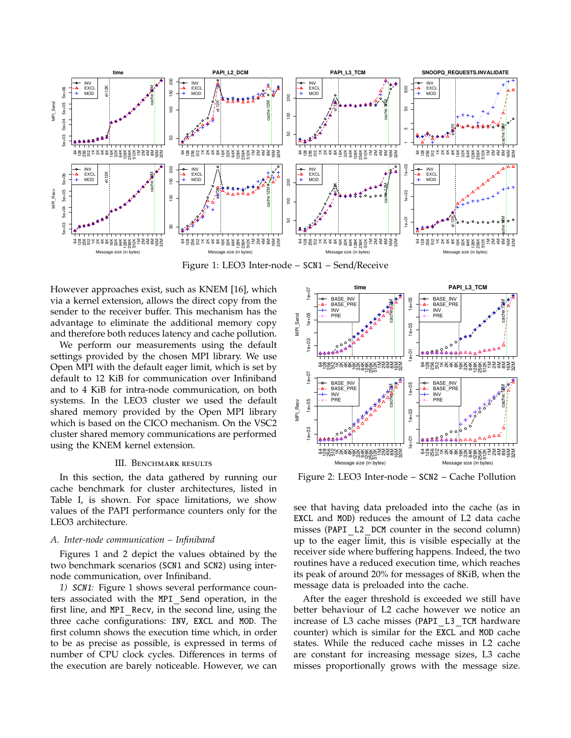Figure 1: LEO3 Inter-node – SCN1 – Send/Receive

However approaches exist, such as KNEM [16], which via a kernel extension, allows the direct copy from the sender to the receiver buffer. This mechanism has the advantage to eliminate the additional memory copy and therefore both reduces latency and cache pollution.

We perform our measurements using the default settings provided by the chosen MPI library. We use Open MPI with the default eager limit, which is set by default to 12 KiB for communication over Infiniband and to 4 KiB for intra-node communication, on both systems. In the LEO3 cluster we used the default shared memory provided by the Open MPI library which is based on the CICO mechanism. On the VSC2 cluster shared memory communications are performed using the KNEM kernel extension.

## III. Benchmark results

In this section, the data gathered by running our cache benchmark for cluster architectures, listed in Table I, is shown. For space limitations, we show values of the PAPI performance counters only for the LEO3 architecture.

### A. *Inter-node communication – Infiniband*

Figures 1 and 2 depict the values obtained by the two benchmark scenarios (SCN1 and SCN2) using inter-node communication, over Infiniband.

*1) SCN1:* Figure 1 shows several performance counters associated with the MPI_Send operation, in the first line, and MPI_Recv, in the second line, using the three cache configurations: INV, EXCL and MOD. The first column shows the execution time which, in order to be as precise as possible, is expressed in terms of number of CPU clock cycles. Differences in terms of the execution are barely noticeable. However, we can see that having data preloaded into the cache (as in EXCL and MOD) reduces the amount of L2 data cache misses (PAPI_L2_DCM counter in the second column) up to the eager limit, this is visible especially at the receiver side where buffering happens. Indeed, the two routines have a reduced execution time, which reaches its peak of around 20% for messages of 8KiB, when the message data is preloaded into the cache.

After the eager threshold is exceeded we still have better behaviour of L2 cache however we notice an increase of L3 cache misses (PAPI_L3_TCM hardware counter) which is similar for the EXCL and MOD cache states. While the reduced cache misses in L2 cache are constant for increasing message sizes, L3 cache misses proportionally grows with the message size.

Figure 2: LEO3 Inter-node – SCN2 – Cache Pollution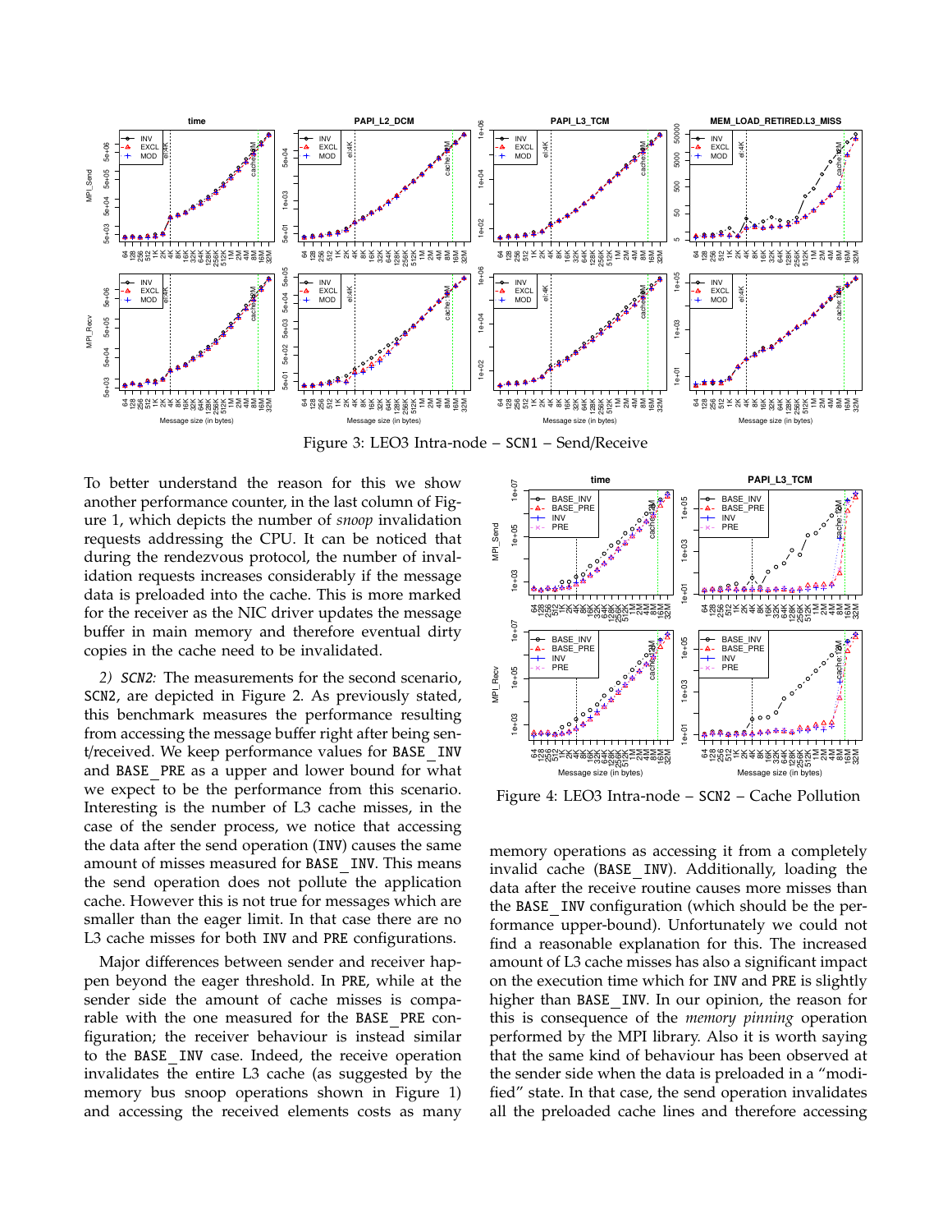Figure 3: LEO3 Intra-node – SCN1 – Send/Receive

To better understand the reason for this we show another performance counter, in the last column of Figure 1, which depicts the number of *snoop* invalidation requests addressing the CPU. It can be noticed that during the rendezvous protocol, the number of invalidation requests increases considerably if the message data is preloaded into the cache. This is more marked for the receiver as the NIC driver updates the message buffer in main memory and therefore eventual dirty copies in the cache need to be invalidated.

*2) SCN2:* The measurements for the second scenario, SCN2, are depicted in Figure 2. As previously stated, this benchmark measures the performance resulting from accessing the message buffer right after being sent/received. We keep performance values for BASE_INV and BASE_PRE as a upper and lower bound for what we expect to be the performance from this scenario. Interesting is the number of L3 cache misses, in the case of the sender process, we notice that accessing the data after the send operation (INV) causes the same amount of misses measured for BASE_INV. This means the send operation does not pollute the application cache. However this is not true for messages which are smaller than the eager limit. In that case there are no L3 cache misses for both INV and PRE configurations.

Major differences between sender and receiver happen beyond the eager threshold. In PRE, while at the sender side the amount of cache misses is comparable with the one measured for the BASE_PRE configuration; the receiver behaviour is instead similar to the BASE_INV case. Indeed, the receive operation invalidates the entire L3 cache (as suggested by the memory bus snoop operations shown in Figure 1) and accessing the received elements costs as many

Figure 4: LEO3 Intra-node – SCN2 – Cache Pollution

memory operations as accessing it from a completely invalid cache (BASE_INV). Additionally, loading the data after the receive routine causes more misses than the BASE_INV configuration (which should be the performance upper-bound). Unfortunately we could not find a reasonable explanation for this. The increased amount of L3 cache misses has also a significant impact on the execution time which for INV and PRE is slightly higher than BASE_INV. In our opinion, the reason for this is consequence of the *memory pinning* operation performed by the MPI library. Also it is worth saying that the same kind of behaviour has been observed at the sender side when the data is preloaded in a "modified" state. In that case, the send operation invalidates all the preloaded cache lines and therefore accessing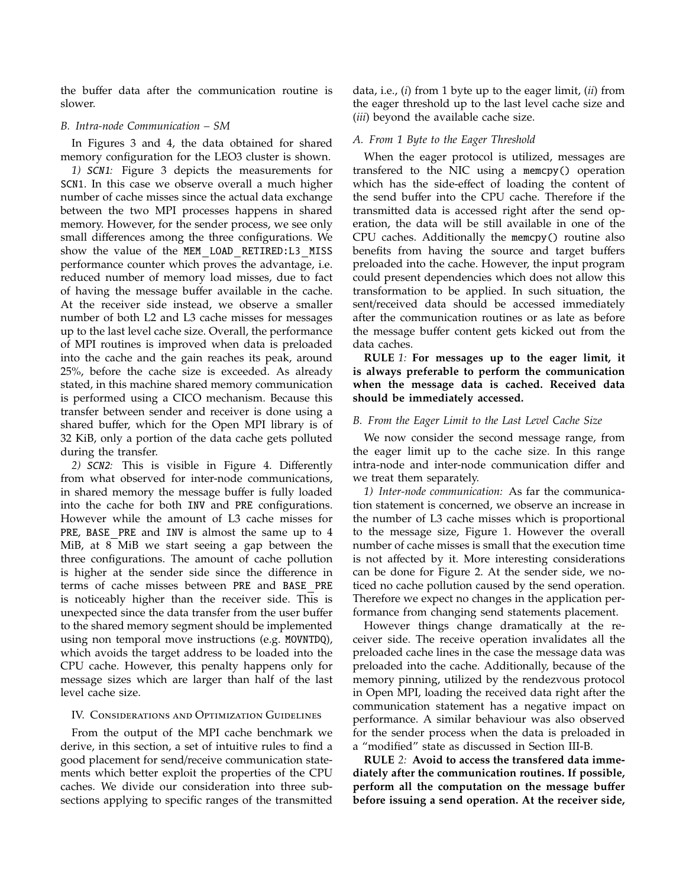the buffer data after the communication routine is slower.

### B. Intra-node Communication – SM

In Figures 3 and 4, the data obtained for shared memory configuration for the LEO3 cluster is shown.

*1) SCN1:* Figure 3 depicts the measurements for SCN1. In this case we observe overall a much higher number of cache misses since the actual data exchange between the two MPI processes happens in shared memory. However, for the sender process, we see only small differences among the three configurations. We show the value of the MEM_LOAD_RETIRED:L3_MISS performance counter which proves the advantage, i.e. reduced number of memory load misses, due to fact of having the message buffer available in the cache. At the receiver side instead, we observe a smaller number of both L2 and L3 cache misses for messages up to the last level cache size. Overall, the performance of MPI routines is improved when data is preloaded into the cache and the gain reaches its peak, around 25%, before the cache size is exceeded. As already stated, in this machine shared memory communication is performed using a CICO mechanism. Because this transfer between sender and receiver is done using a shared buffer, which for the Open MPI library is of 32 KiB, only a portion of the data cache gets polluted during the transfer.

*2) SCN2:* This is visible in Figure 4. Differently from what observed for inter-node communications, in shared memory the message buffer is fully loaded into the cache for both INV and PRE configurations. However while the amount of L3 cache misses for PRE, BASE_PRE and INV is almost the same up to 4 MiB, at 8 MiB we start seeing a gap between the three configurations. The amount of cache pollution is higher at the sender side since the difference in terms of cache misses between PRE and BASE_PRE is noticeably higher than the receiver side. This is unexpected since the data transfer from the user buffer to the shared memory segment should be implemented using non temporal move instructions (e.g. MOVNTDQ), which avoids the target address to be loaded into the CPU cache. However, this penalty happens only for message sizes which are larger than half of the last level cache size.

## IV. Considerations and Optimization Guidelines

From the output of the MPI cache benchmark we derive, in this section, a set of intuitive rules to find a good placement for send/receive communication statements which better exploit the properties of the CPU caches. We divide our consideration into three subsections applying to specific ranges of the transmitted data, i.e., (*i*) from 1 byte up to the eager limit, (*ii*) from the eager threshold up to the last level cache size and (*iii*) beyond the available cache size.

### A. From 1 Byte to the Eager Threshold

When the eager protocol is utilized, messages are transfered to the NIC using a memcpy() operation which has the side-effect of loading the content of the send buffer into the CPU cache. Therefore if the transmitted data is accessed right after the send operation, the data will be still available in one of the CPU caches. Additionally the memcpy() routine also benefits from having the source and target buffers preloaded into the cache. However, the input program could present dependencies which does not allow this transformation to be applied. In such situation, the sent/received data should be accessed immediately after the communication routines or as late as before the message buffer content gets kicked out from the data caches.

**RULE** *1:* **For messages up to the eager limit, it is always preferable to perform the communication when the message data is cached. Received data should be immediately accessed.**

### B. From the Eager Limit to the Last Level Cache Size

We now consider the second message range, from the eager limit up to the cache size. In this range intra-node and inter-node communication differ and we treat them separately.

*1) Inter-node communication:* As far the communication statement is concerned, we observe an increase in the number of L3 cache misses which is proportional to the message size, Figure 1. However the overall number of cache misses is small that the execution time is not affected by it. More interesting considerations can be done for Figure 2. At the sender side, we noticed no cache pollution caused by the send operation. Therefore we expect no changes in the application performance from changing send statements placement.

However things change dramatically at the receiver side. The receive operation invalidates all the preloaded cache lines in the case the message data was preloaded into the cache. Additionally, because of the memory pinning, utilized by the rendezvous protocol in Open MPI, loading the received data right after the communication statement has a negative impact on performance. A similar behaviour was also observed for the sender process when the data is preloaded in a "modified" state as discussed in Section III-B.

**RULE** *2:* **Avoid to access the transfered data immediately after the communication routines. If possible, perform all the computation on the message buffer before issuing a send operation. At the receiver side,**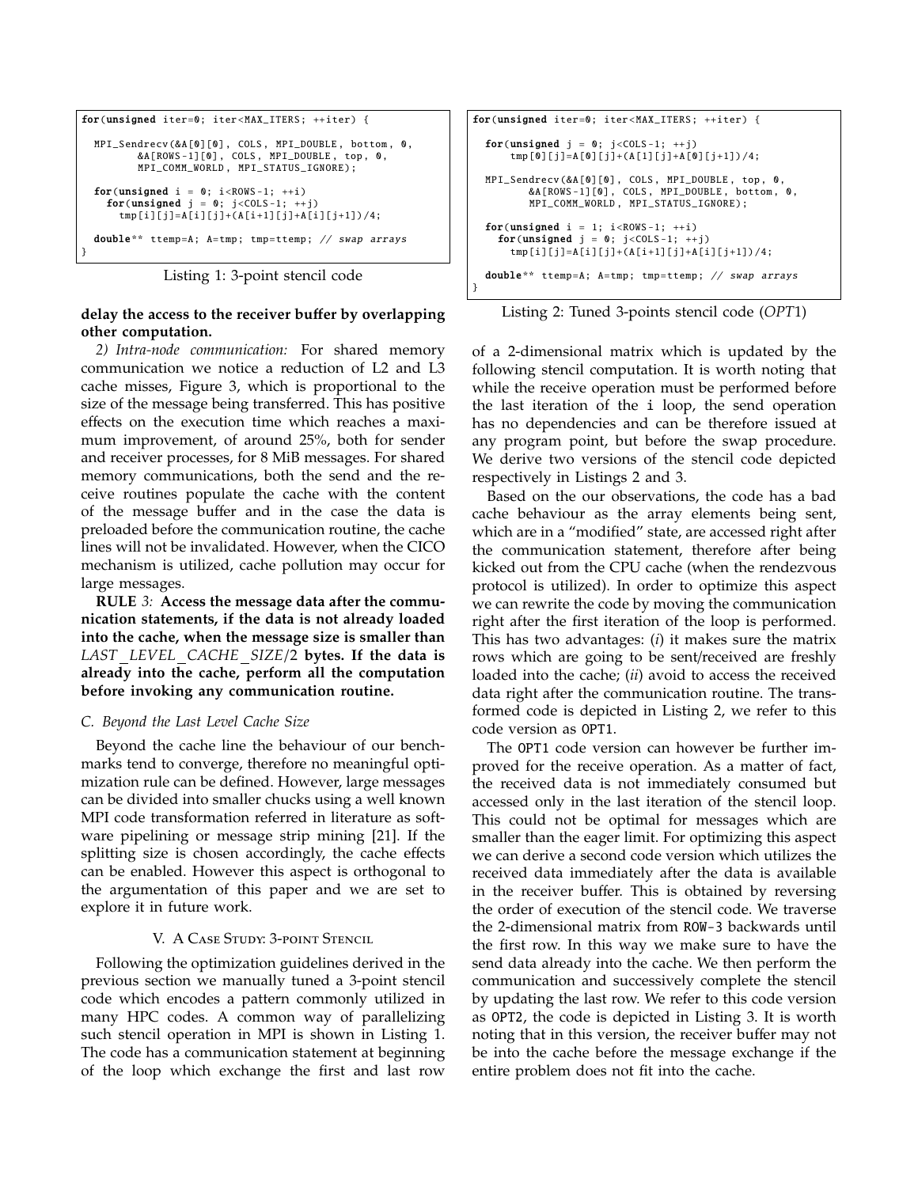```
for(unsigned iter=0; iter<MAX_ITERS; ++iter) {

  MPI_Sendrecv(&A[0][0], COLS, MPI_DOUBLE, bottom, 0,
        &A[ROWS-1][0], COLS, MPI_DOUBLE, top, 0,
        MPI_COMM_WORLD, MPI_STATUS_IGNORE);

  for(unsigned i = 0; i<ROWS-1; ++i)
    for(unsigned j = 0; j<COLS-1; ++j)
      tmp[i][j]=A[i][j]+(A[i+1][j]+A[i][j+1])/4;

  double** ttemp=A; A=tmp; tmp=ttemp; // swap arrays
}
```

Listing 1: 3-point stencil code

**delay the access to the receiver buffer by overlapping other computation.**

*2) Intra-node communication:* For shared memory communication we notice a reduction of L2 and L3 cache misses, Figure 3, which is proportional to the size of the message being transferred. This has positive effects on the execution time which reaches a maximum improvement, of around 25%, both for sender and receiver processes, for 8 MiB messages. For shared memory communications, both the send and the receive routines populate the cache with the content of the message buffer and in the case the data is preloaded before the communication routine, the cache lines will not be invalidated. However, when the CICO mechanism is utilized, cache pollution may occur for large messages.

**RULE** *3:* **Access the message data after the communication statements, if the data is not already loaded into the cache, when the message size is smaller than** *LAST_LEVEL_CACHE_SIZE*/2 **bytes. If the data is already into the cache, perform all the computation before invoking any communication routine.**

### C. Beyond the Last Level Cache Size

Beyond the cache line the behaviour of our benchmarks tend to converge, therefore no meaningful optimization rule can be defined. However, large messages can be divided into smaller chucks using a well known MPI code transformation referred in literature as software pipelining or message strip mining [21]. If the splitting size is chosen accordingly, the cache effects can be enabled. However this aspect is orthogonal to the argumentation of this paper and we are set to explore it in future work.

## V. A Case Study: 3-point Stencil

Following the optimization guidelines derived in the previous section we manually tuned a 3-point stencil code which encodes a pattern commonly utilized in many HPC codes. A common way of parallelizing such stencil operation in MPI is shown in Listing 1. The code has a communication statement at beginning of the loop which exchange the first and last row of a 2-dimensional matrix which is updated by the following stencil computation. It is worth noting that while the receive operation must be performed before the last iteration of the i loop, the send operation has no dependencies and can be therefore issued at any program point, but before the swap procedure. We derive two versions of the stencil code depicted respectively in Listings 2 and 3.

```
for(unsigned iter=0; iter<MAX_ITERS; ++iter) {

  for(unsigned j = 0; j<COLS-1; ++j)
      tmp[0][j]=A[0][j]+(A[1][j]+A[0][j+1])/4;

  MPI_Sendrecv(&A[0][0], COLS, MPI_DOUBLE, top, 0,
         &A[ROWS-1][0], COLS, MPI_DOUBLE, bottom, 0,
         MPI_COMM_WORLD, MPI_STATUS_IGNORE);

  for(unsigned i = 1; i<ROWS-1; ++i)
    for(unsigned j = 0; j<COLS-1; ++j)
      tmp[i][j]=A[i][j]+(A[i+1][j]+A[i][j+1])/4;

  double** ttemp=A; A=tmp; tmp=ttemp; // swap arrays
}
```

Listing 2: Tuned 3-points stencil code (*OPT*1)

Based on the our observations, the code has a bad cache behaviour as the array elements being sent, which are in a "modified" state, are accessed right after the communication statement, therefore after being kicked out from the CPU cache (when the rendezvous protocol is utilized). In order to optimize this aspect we can rewrite the code by moving the communication right after the first iteration of the loop is performed. This has two advantages: (*i*) it makes sure the matrix rows which are going to be sent/received are freshly loaded into the cache; (*ii*) avoid to access the received data right after the communication routine. The transformed code is depicted in Listing 2, we refer to this code version as OPT1.

The OPT1 code version can however be further improved for the receive operation. As a matter of fact, the received data is not immediately consumed but accessed only in the last iteration of the stencil loop. This could not be optimal for messages which are smaller than the eager limit. For optimizing this aspect we can derive a second code version which utilizes the received data immediately after the data is available in the receiver buffer. This is obtained by reversing the order of execution of the stencil code. We traverse the 2-dimensional matrix from ROW-3 backwards until the first row. In this way we make sure to have the send data already into the cache. We then perform the communication and successively complete the stencil by updating the last row. We refer to this code version as OPT2, the code is depicted in Listing 3. It is worth noting that in this version, the receiver buffer may not be into the cache before the message exchange if the entire problem does not fit into the cache.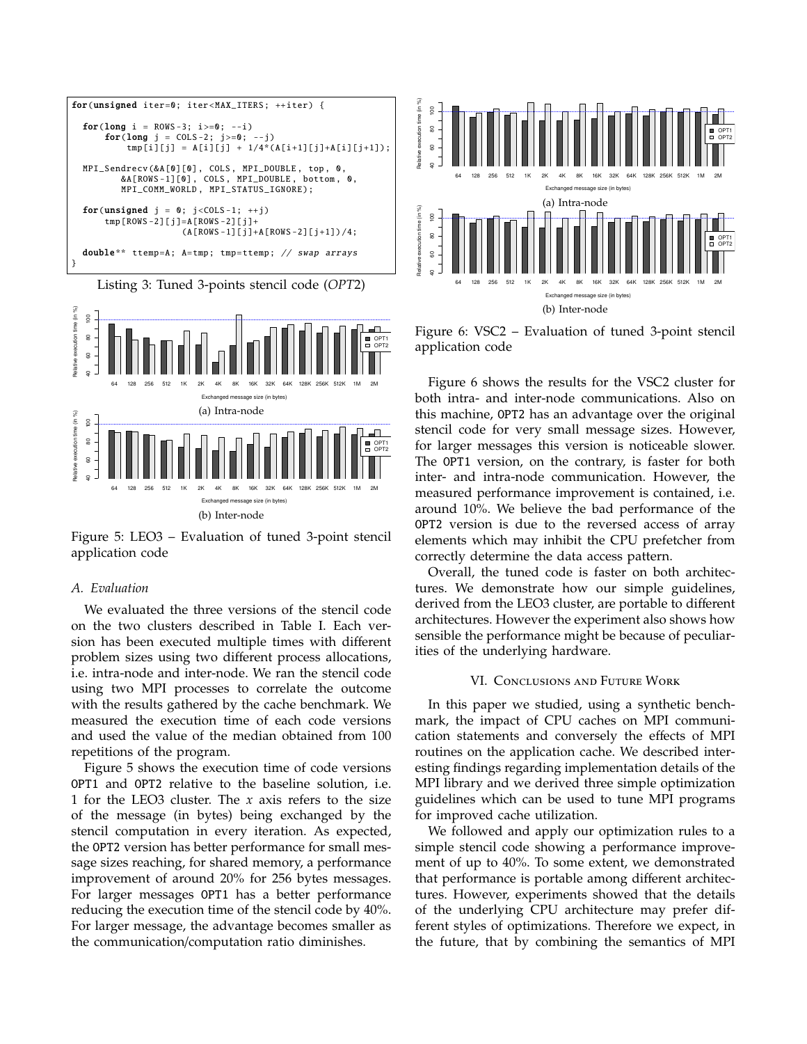```
for(unsigned iter=0; iter<MAX_ITERS; ++iter) {

  for(long i = ROWS-3; i>=0; --i)
      for(long j = COLS-2; j>=0; --j)
          tmp[i][j] = A[i][j] + 1/4*(A[i+1][j]+A[i][j+1]);

  MPI_Sendrecv(&A[0][0], COLS, MPI_DOUBLE, top, 0,
        &A[ROWS-1][0], COLS, MPI_DOUBLE, bottom, 0,
        MPI_COMM_WORLD, MPI_STATUS_IGNORE);

  for(unsigned j = 0; j<COLS-1; ++j)
      tmp[ROWS-2][j]=A[ROWS-2][j]+
                    (A[ROWS-1][j]+A[ROWS-2][j+1])/4;

  double** ttemp=A; A=tmp; tmp=ttemp; // swap arrays
}
```

Listing 3: Tuned 3-points stencil code (*OPT2*)

(a) Intra-node

(b) Inter-node

Figure 5: LEO3 – Evaluation of tuned 3-point stencil application code

### A. Evaluation

We evaluated the three versions of the stencil code on the two clusters described in Table I. Each version has been executed multiple times with different problem sizes using two different process allocations, i.e. intra-node and inter-node. We ran the stencil code using two MPI processes to correlate the outcome with the results gathered by the cache benchmark. We measured the execution time of each code versions and used the value of the median obtained from 100 repetitions of the program.

Figure 5 shows the execution time of code versions OPT1 and OPT2 relative to the baseline solution, i.e. 1 for the LEO3 cluster. The $x$ axis refers to the size of the message (in bytes) being exchanged by the stencil computation in every iteration. As expected, the OPT2 version has better performance for small message sizes reaching, for shared memory, a performance improvement of around 20% for 256 bytes messages. For larger messages OPT1 has a better performance reducing the execution time of the stencil code by 40%. For larger message, the advantage becomes smaller as the communication/computation ratio diminishes.

(a) Intra-node

(b) Inter-node

Figure 6: VSC2 – Evaluation of tuned 3-point stencil application code

Figure 6 shows the results for the VSC2 cluster for both intra- and inter-node communications. Also on this machine, OPT2 has an advantage over the original stencil code for very small message sizes. However, for larger messages this version is noticeable slower. The OPT1 version, on the contrary, is faster for both inter- and intra-node communication. However, the measured performance improvement is contained, i.e. around 10%. We believe the bad performance of the OPT2 version is due to the reversed access of array elements which may inhibit the CPU prefetcher from correctly determine the data access pattern.

Overall, the tuned code is faster on both architectures. We demonstrate how our simple guidelines, derived from the LEO3 cluster, are portable to different architectures. However the experiment also shows how sensible the performance might be because of peculiarities of the underlying hardware.

## VI. Conclusions and Future Work

In this paper we studied, using a synthetic benchmark, the impact of CPU caches on MPI communication statements and conversely the effects of MPI routines on the application cache. We described interesting findings regarding implementation details of the MPI library and we derived three simple optimization guidelines which can be used to tune MPI programs for improved cache utilization.

We followed and apply our optimization rules to a simple stencil code showing a performance improvement of up to 40%. To some extent, we demonstrated that performance is portable among different architectures. However, experiments showed that the details of the underlying CPU architecture may prefer different styles of optimizations. Therefore we expect, in the future, that by combining the semantics of MPI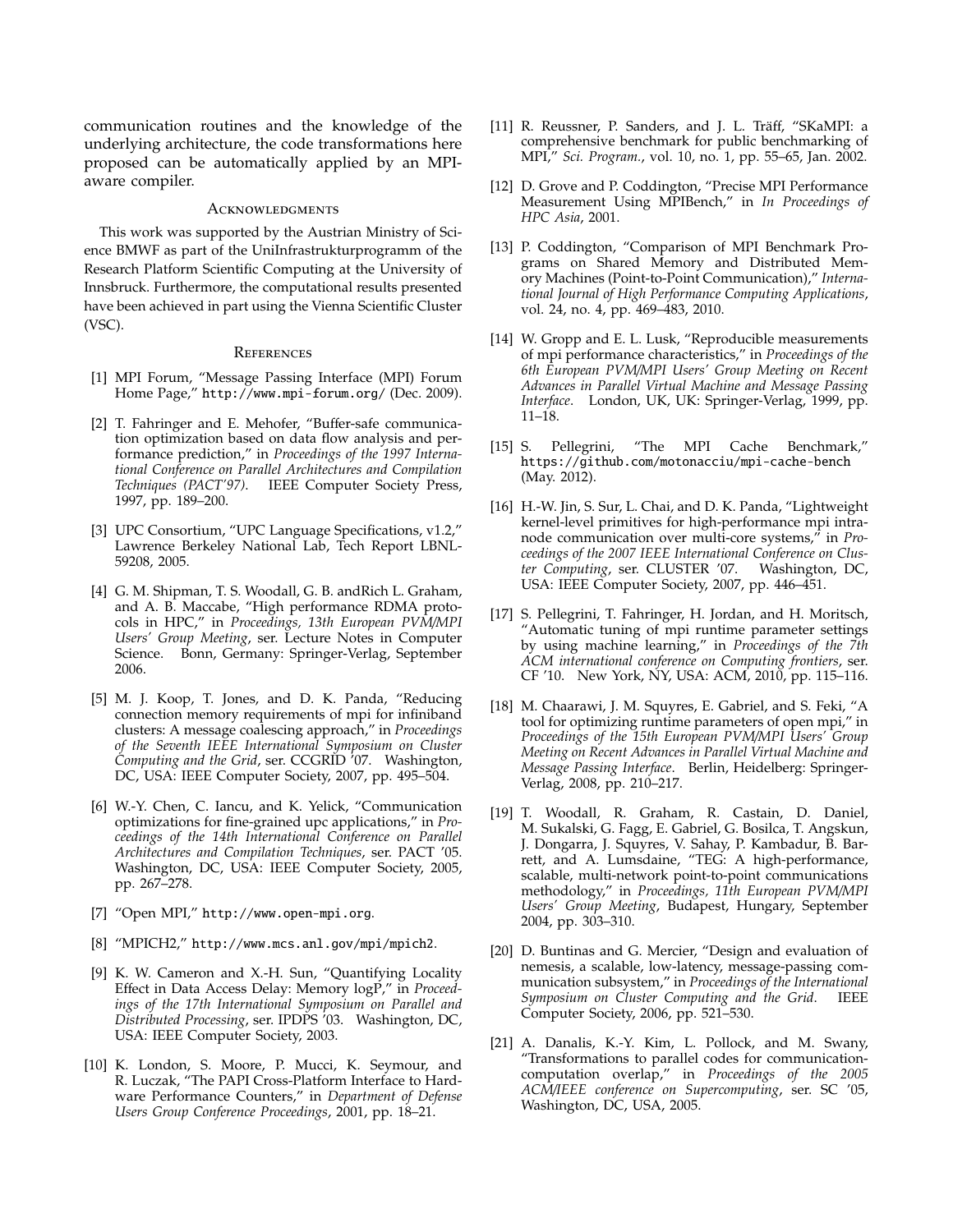communication routines and the knowledge of the underlying architecture, the code transformations here proposed can be automatically applied by an MPI-aware compiler.

## Acknowledgments

This work was supported by the Austrian Ministry of Science BMWF as part of the UniInfrastrukturprogramm of the Research Platform Scientific Computing at the University of Innsbruck. Furthermore, the computational results presented have been achieved in part using the Vienna Scientific Cluster (VSC).

## References

[1] MPI Forum, "Message Passing Interface (MPI) Forum Home Page," http://www.mpi-forum.org/ (Dec. 2009).

[2] T. Fahringer and E. Mehofer, "Buffer-safe communication optimization based on data flow analysis and performance prediction," in *Proceedings of the 1997 International Conference on Parallel Architectures and Compilation Techniques (PACT'97)*. IEEE Computer Society Press, 1997, pp. 189–200.

[3] UPC Consortium, "UPC Language Specifications, v1.2," Lawrence Berkeley National Lab, Tech Report LBNL-59208, 2005.

[4] G. M. Shipman, T. S. Woodall, G. B. andRich L. Graham, and A. B. Maccabe, "High performance RDMA protocols in HPC," in *Proceedings, 13th European PVM/MPI Users' Group Meeting*, ser. Lecture Notes in Computer Science. Bonn, Germany: Springer-Verlag, September 2006.

[5] M. J. Koop, T. Jones, and D. K. Panda, "Reducing connection memory requirements of mpi for infiniband clusters: A message coalescing approach," in *Proceedings of the Seventh IEEE International Symposium on Cluster Computing and the Grid*, ser. CCGRID '07. Washington, DC, USA: IEEE Computer Society, 2007, pp. 495–504.

[6] W.-Y. Chen, C. Iancu, and K. Yelick, "Communication optimizations for fine-grained upc applications," in *Proceedings of the 14th International Conference on Parallel Architectures and Compilation Techniques*, ser. PACT '05. Washington, DC, USA: IEEE Computer Society, 2005, pp. 267–278.

[7] "Open MPI," http://www.open-mpi.org.

[8] "MPICH2," http://www.mcs.anl.gov/mpi/mpich2.

[9] K. W. Cameron and X.-H. Sun, "Quantifying Locality Effect in Data Access Delay: Memory logP," in *Proceedings of the 17th International Symposium on Parallel and Distributed Processing*, ser. IPDPS '03. Washington, DC, USA: IEEE Computer Society, 2003.

[10] K. London, S. Moore, P. Mucci, K. Seymour, and R. Luczak, "The PAPI Cross-Platform Interface to Hardware Performance Counters," in *Department of Defense Users Group Conference Proceedings*, 2001, pp. 18–21.

[11] R. Reussner, P. Sanders, and J. L. Träff, "SKaMPI: a comprehensive benchmark for public benchmarking of MPI," *Sci. Program.*, vol. 10, no. 1, pp. 55–65, Jan. 2002.

[12] D. Grove and P. Coddington, "Precise MPI Performance Measurement Using MPIBench," in *In Proceedings of HPC Asia*, 2001.

[13] P. Coddington, "Comparison of MPI Benchmark Programs on Shared Memory and Distributed Memory Machines (Point-to-Point Communication)," *International Journal of High Performance Computing Applications*, vol. 24, no. 4, pp. 469–483, 2010.

[14] W. Gropp and E. L. Lusk, "Reproducible measurements of mpi performance characteristics," in *Proceedings of the 6th European PVM/MPI Users' Group Meeting on Recent Advances in Parallel Virtual Machine and Message Passing Interface*. London, UK, UK: Springer-Verlag, 1999, pp. 11–18.

[15] S. Pellegrini, "The MPI Cache Benchmark," https://github.com/motonacciu/mpi-cache-bench (May. 2012).

[16] H.-W. Jin, S. Sur, L. Chai, and D. K. Panda, "Lightweight kernel-level primitives for high-performance mpi intra-node communication over multi-core systems," in *Proceedings of the 2007 IEEE International Conference on Cluster Computing*, ser. CLUSTER '07. Washington, DC, USA: IEEE Computer Society, 2007, pp. 446–451.

[17] S. Pellegrini, T. Fahringer, H. Jordan, and H. Moritsch, "Automatic tuning of mpi runtime parameter settings by using machine learning," in *Proceedings of the 7th ACM international conference on Computing frontiers*, ser. CF '10. New York, NY, USA: ACM, 2010, pp. 115–116.

[18] M. Chaarawi, J. M. Squyres, E. Gabriel, and S. Feki, "A tool for optimizing runtime parameters of open mpi," in *Proceedings of the 15th European PVM/MPI Users' Group Meeting on Recent Advances in Parallel Virtual Machine and Message Passing Interface*. Berlin, Heidelberg: Springer-Verlag, 2008, pp. 210–217.

[19] T. Woodall, R. Graham, R. Castain, D. Daniel, M. Sukalski, G. Fagg, E. Gabriel, G. Bosilca, T. Angskun, J. Dongarra, J. Squyres, V. Sahay, P. Kambadur, B. Barrett, and A. Lumsdaine, "TEG: A high-performance, scalable, multi-network point-to-point communications methodology," in *Proceedings, 11th European PVM/MPI Users' Group Meeting*, Budapest, Hungary, September 2004, pp. 303–310.

[20] D. Buntinas and G. Mercier, "Design and evaluation of nemesis, a scalable, low-latency, message-passing communication subsystem," in *Proceedings of the International Symposium on Cluster Computing and the Grid*. IEEE Computer Society, 2006, pp. 521–530.

[21] A. Danalis, K.-Y. Kim, L. Pollock, and M. Swany, "Transformations to parallel codes for communication-computation overlap," in *Proceedings of the 2005 ACM/IEEE conference on Supercomputing*, ser. SC '05, Washington, DC, USA, 2005.